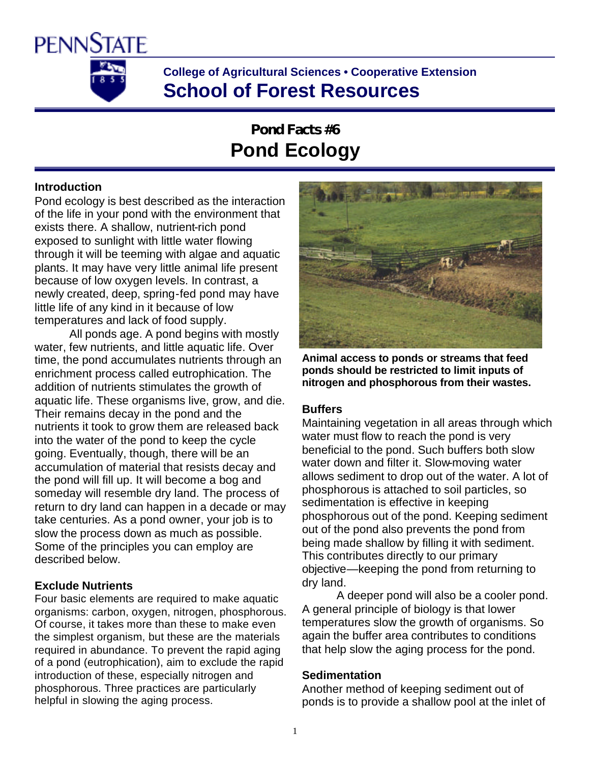PENNSTATE

**College of Agricultural Sciences • Cooperative Extension**

**School of Forest Resources**

**Pond Facts #6**

# Pond Ecology

## Introduction

Pond ecology is best described as the interaction of the life in your pond with the environment that exists there. A shallow, nutrient-rich pond exposed to sunlight with little water flowing through it will be teeming with algae and aquatic plants. It may have very little animal life present because of low oxygen levels. In contrast, a newly created, deep, spring-fed pond may have little life of any kind in it because of low temperatures and lack of food supply.

All ponds age. A pond begins with mostly water, few nutrients, and little aquatic life. Over time, the pond accumulates nutrients through an enrichment process called eutrophication. The addition of nutrients stimulates the growth of aquatic life. These organisms live, grow, and die. Their remains decay in the pond and the nutrients it took to grow them are released back into the water of the pond to keep the cycle going. Eventually, though, there will be an accumulation of material that resists decay and the pond will fill up. It will become a bog and someday will resemble dry land. The process of return to dry land can happen in a decade or may take centuries. As a pond owner, your job is to slow the process down as much as possible. Some of the principles you can employ are described below.

## Exclude Nutrients

Four basic elements are required to make aquatic organisms: carbon, oxygen, nitrogen, phosphorous. Of course, it takes more than these to make even the simplest organism, but these are the materials required in abundance. To prevent the rapid aging of a pond (eutrophication), aim to exclude the rapid introduction of these, especially nitrogen and phosphorous. Three practices are particularly helpful in slowing the aging process.

**Animal access to ponds or streams that feed ponds should be restricted to limit inputs of nitrogen and phosphorous from their wastes.**

## Buffers

Maintaining vegetation in all areas through which water must flow to reach the pond is very beneficial to the pond. Such buffers both slow water down and filter it. Slow-moving water allows sediment to drop out of the water. A lot of phosphorous is attached to soil particles, so sedimentation is effective in keeping phosphorous out of the pond. Keeping sediment out of the pond also prevents the pond from being made shallow by filling it with sediment. This contributes directly to our primary objective—keeping the pond from returning to dry land.

A deeper pond will also be a cooler pond. A general principle of biology is that lower temperatures slow the growth of organisms. So again the buffer area contributes to conditions that help slow the aging process for the pond.

## Sedimentation

Another method of keeping sediment out of ponds is to provide a shallow pool at the inlet of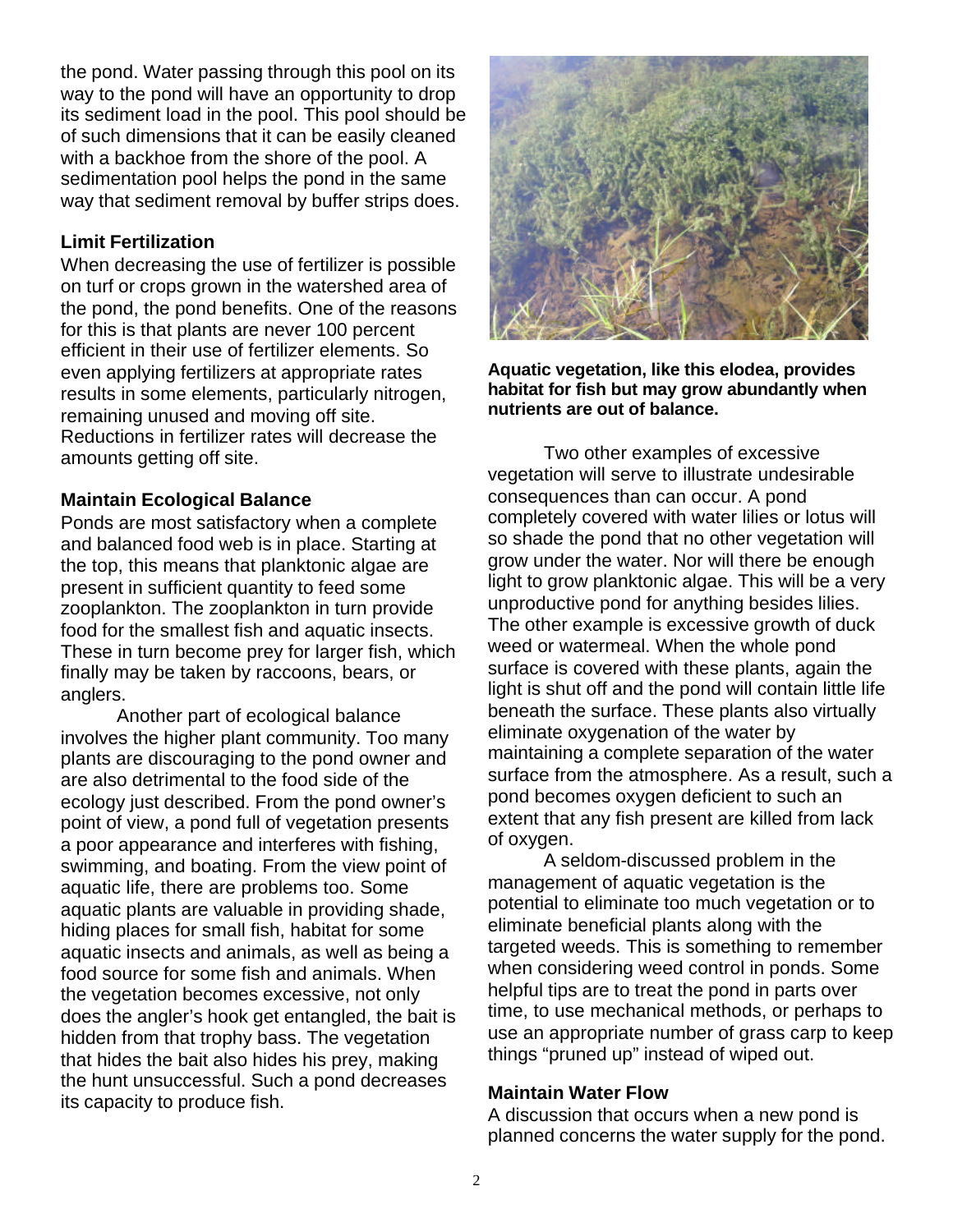the pond. Water passing through this pool on its way to the pond will have an opportunity to drop its sediment load in the pool. This pool should be of such dimensions that it can be easily cleaned with a backhoe from the shore of the pool. A sedimentation pool helps the pond in the same way that sediment removal by buffer strips does.

**Limit Fertilization**

When decreasing the use of fertilizer is possible on turf or crops grown in the watershed area of the pond, the pond benefits. One of the reasons for this is that plants are never 100 percent efficient in their use of fertilizer elements. So even applying fertilizers at appropriate rates results in some elements, particularly nitrogen, remaining unused and moving off site. Reductions in fertilizer rates will decrease the amounts getting off site.

**Maintain Ecological Balance**

Ponds are most satisfactory when a complete and balanced food web is in place. Starting at the top, this means that planktonic algae are present in sufficient quantity to feed some zooplankton. The zooplankton in turn provide food for the smallest fish and aquatic insects. These in turn become prey for larger fish, which finally may be taken by raccoons, bears, or anglers.

Another part of ecological balance involves the higher plant community. Too many plants are discouraging to the pond owner and are also detrimental to the food side of the ecology just described. From the pond owner's point of view, a pond full of vegetation presents a poor appearance and interferes with fishing, swimming, and boating. From the view point of aquatic life, there are problems too. Some aquatic plants are valuable in providing shade, hiding places for small fish, habitat for some aquatic insects and animals, as well as being a food source for some fish and animals. When the vegetation becomes excessive, not only does the angler's hook get entangled, the bait is hidden from that trophy bass. The vegetation that hides the bait also hides his prey, making the hunt unsuccessful. Such a pond decreases its capacity to produce fish.

**Aquatic vegetation, like this elodea, provides habitat for fish but may grow abundantly when nutrients are out of balance.**

Two other examples of excessive vegetation will serve to illustrate undesirable consequences than can occur. A pond completely covered with water lilies or lotus will so shade the pond that no other vegetation will grow under the water. Nor will there be enough light to grow planktonic algae. This will be a very unproductive pond for anything besides lilies. The other example is excessive growth of duck weed or watermeal. When the whole pond surface is covered with these plants, again the light is shut off and the pond will contain little life beneath the surface. These plants also virtually eliminate oxygenation of the water by maintaining a complete separation of the water surface from the atmosphere. As a result, such a pond becomes oxygen deficient to such an extent that any fish present are killed from lack of oxygen.

A seldom-discussed problem in the management of aquatic vegetation is the potential to eliminate too much vegetation or to eliminate beneficial plants along with the targeted weeds. This is something to remember when considering weed control in ponds. Some helpful tips are to treat the pond in parts over time, to use mechanical methods, or perhaps to use an appropriate number of grass carp to keep things "pruned up" instead of wiped out.

**Maintain Water Flow**

A discussion that occurs when a new pond is planned concerns the water supply for the pond.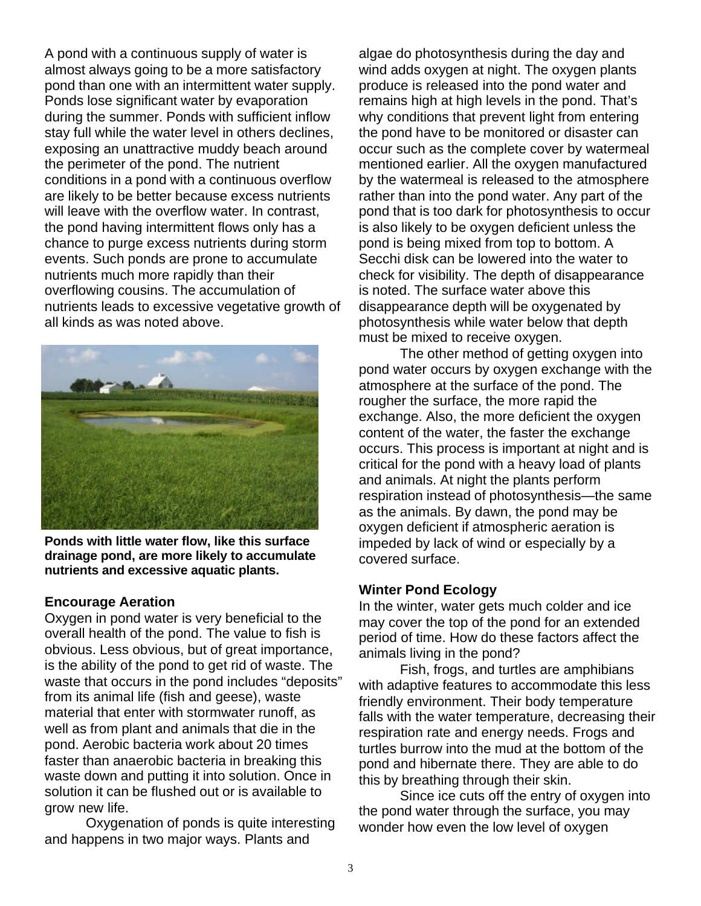A pond with a continuous supply of water is almost always going to be a more satisfactory pond than one with an intermittent water supply. Ponds lose significant water by evaporation during the summer. Ponds with sufficient inflow stay full while the water level in others declines, exposing an unattractive muddy beach around the perimeter of the pond. The nutrient conditions in a pond with a continuous overflow are likely to be better because excess nutrients will leave with the overflow water. In contrast, the pond having intermittent flows only has a chance to purge excess nutrients during storm events. Such ponds are prone to accumulate nutrients much more rapidly than their overflowing cousins. The accumulation of nutrients leads to excessive vegetative growth of all kinds as was noted above.

**Ponds with little water flow, like this surface drainage pond, are more likely to accumulate nutrients and excessive aquatic plants.**

## Encourage Aeration

Oxygen in pond water is very beneficial to the overall health of the pond. The value to fish is obvious. Less obvious, but of great importance, is the ability of the pond to get rid of waste. The waste that occurs in the pond includes "deposits" from its animal life (fish and geese), waste material that enter with stormwater runoff, as well as from plant and animals that die in the pond. Aerobic bacteria work about 20 times faster than anaerobic bacteria in breaking this waste down and putting it into solution. Once in solution it can be flushed out or is available to grow new life.

Oxygenation of ponds is quite interesting and happens in two major ways. Plants and algae do photosynthesis during the day and wind adds oxygen at night. The oxygen plants produce is released into the pond water and remains high at high levels in the pond. That's why conditions that prevent light from entering the pond have to be monitored or disaster can occur such as the complete cover by watermeal mentioned earlier. All the oxygen manufactured by the watermeal is released to the atmosphere rather than into the pond water. Any part of the pond that is too dark for photosynthesis to occur is also likely to be oxygen deficient unless the pond is being mixed from top to bottom. A Secchi disk can be lowered into the water to check for visibility. The depth of disappearance is noted. The surface water above this disappearance depth will be oxygenated by photosynthesis while water below that depth must be mixed to receive oxygen.

The other method of getting oxygen into pond water occurs by oxygen exchange with the atmosphere at the surface of the pond. The rougher the surface, the more rapid the exchange. Also, the more deficient the oxygen content of the water, the faster the exchange occurs. This process is important at night and is critical for the pond with a heavy load of plants and animals. At night the plants perform respiration instead of photosynthesis—the same as the animals. By dawn, the pond may be oxygen deficient if atmospheric aeration is impeded by lack of wind or especially by a covered surface.

## Winter Pond Ecology

In the winter, water gets much colder and ice may cover the top of the pond for an extended period of time. How do these factors affect the animals living in the pond?

Fish, frogs, and turtles are amphibians with adaptive features to accommodate this less friendly environment. Their body temperature falls with the water temperature, decreasing their respiration rate and energy needs. Frogs and turtles burrow into the mud at the bottom of the pond and hibernate there. They are able to do this by breathing through their skin.

Since ice cuts off the entry of oxygen into the pond water through the surface, you may wonder how even the low level of oxygen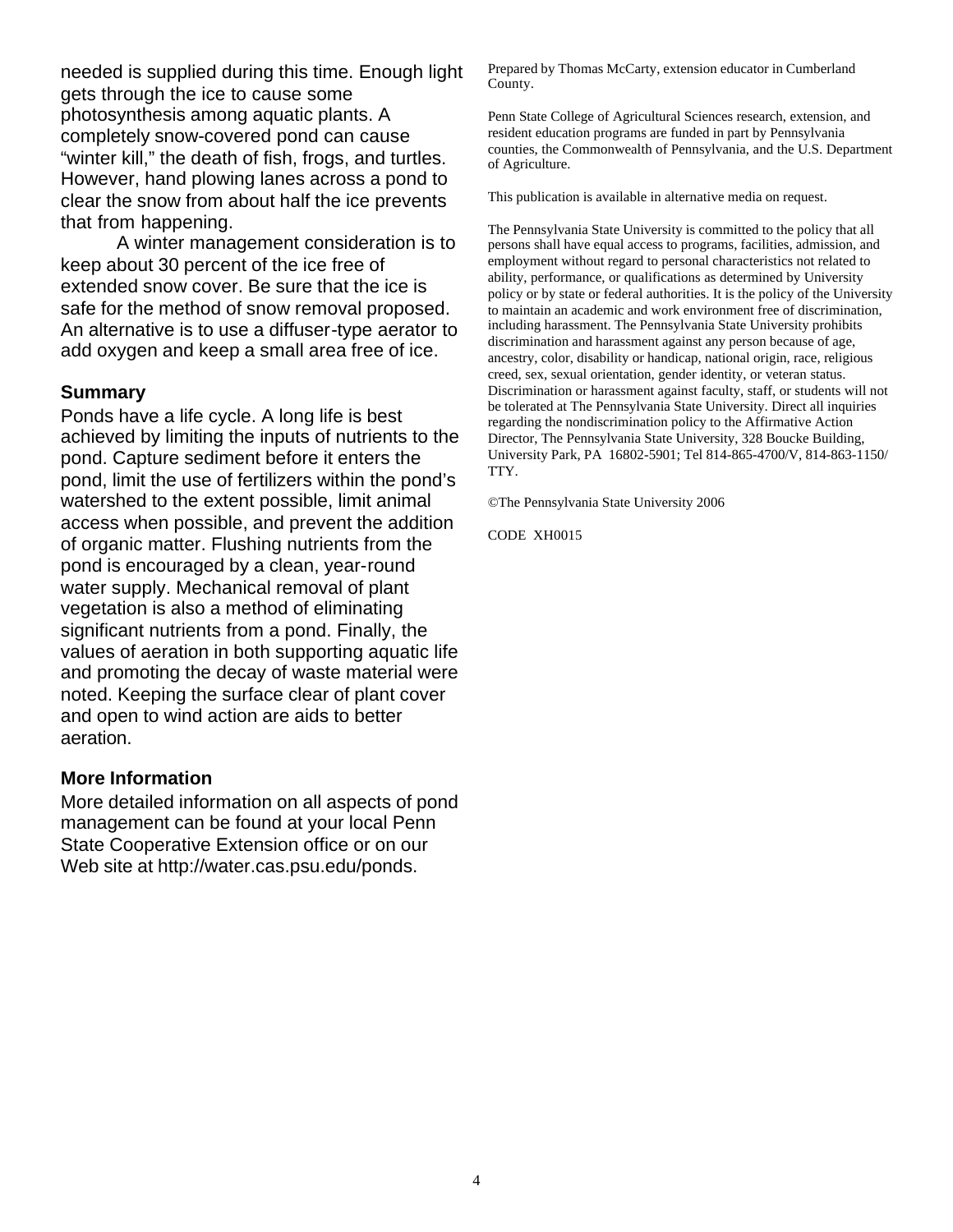needed is supplied during this time. Enough light gets through the ice to cause some photosynthesis among aquatic plants. A completely snow-covered pond can cause "winter kill," the death of fish, frogs, and turtles. However, hand plowing lanes across a pond to clear the snow from about half the ice prevents that from happening.

A winter management consideration is to keep about 30 percent of the ice free of extended snow cover. Be sure that the ice is safe for the method of snow removal proposed. An alternative is to use a diffuser-type aerator to add oxygen and keep a small area free of ice.

## Summary

Ponds have a life cycle. A long life is best achieved by limiting the inputs of nutrients to the pond. Capture sediment before it enters the pond, limit the use of fertilizers within the pond's watershed to the extent possible, limit animal access when possible, and prevent the addition of organic matter. Flushing nutrients from the pond is encouraged by a clean, year-round water supply. Mechanical removal of plant vegetation is also a method of eliminating significant nutrients from a pond. Finally, the values of aeration in both supporting aquatic life and promoting the decay of waste material were noted. Keeping the surface clear of plant cover and open to wind action are aids to better aeration.

## More Information

More detailed information on all aspects of pond management can be found at your local Penn State Cooperative Extension office or on our Web site at http://water.cas.psu.edu/ponds.

Prepared by Thomas McCarty, extension educator in Cumberland County.

Penn State College of Agricultural Sciences research, extension, and resident education programs are funded in part by Pennsylvania counties, the Commonwealth of Pennsylvania, and the U.S. Department of Agriculture.

This publication is available in alternative media on request.

The Pennsylvania State University is committed to the policy that all persons shall have equal access to programs, facilities, admission, and employment without regard to personal characteristics not related to ability, performance, or qualifications as determined by University policy or by state or federal authorities. It is the policy of the University to maintain an academic and work environment free of discrimination, including harassment. The Pennsylvania State University prohibits discrimination and harassment against any person because of age, ancestry, color, disability or handicap, national origin, race, religious creed, sex, sexual orientation, gender identity, or veteran status. Discrimination or harassment against faculty, staff, or students will not be tolerated at The Pennsylvania State University. Direct all inquiries regarding the nondiscrimination policy to the Affirmative Action Director, The Pennsylvania State University, 328 Boucke Building, University Park, PA 16802-5901; Tel 814-865-4700/V, 814-863-1150/TTY.

©The Pennsylvania State University 2006

CODE XH0015